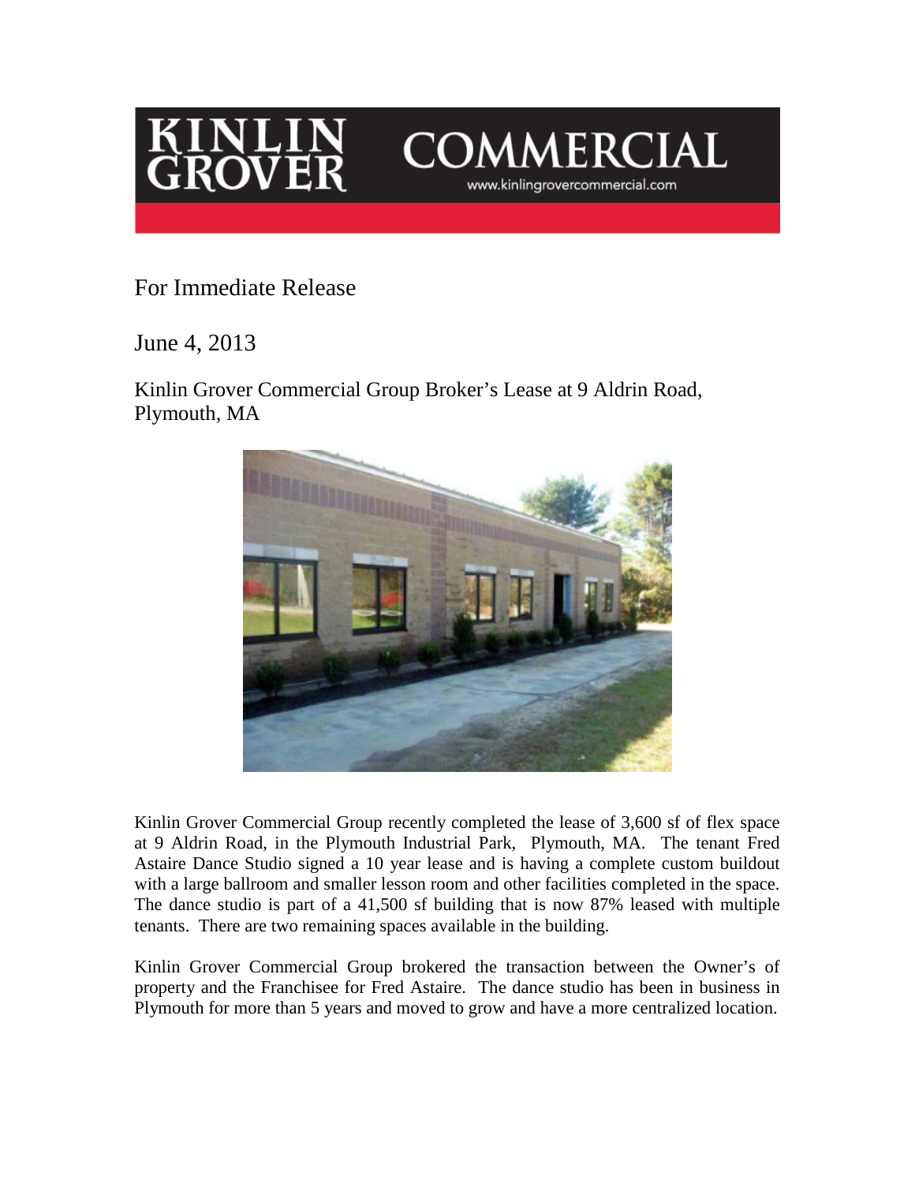KINLIN GROVER COMMERCIAL

www.kinlingrovercommercial.com

For Immediate Release

June 4, 2013

Kinlin Grover Commercial Group Broker's Lease at 9 Aldrin Road, Plymouth, MA

Kinlin Grover Commercial Group recently completed the lease of 3,600 sf of flex space at 9 Aldrin Road, in the Plymouth Industrial Park, Plymouth, MA. The tenant Fred Astaire Dance Studio signed a 10 year lease and is having a complete custom buildout with a large ballroom and smaller lesson room and other facilities completed in the space. The dance studio is part of a 41,500 sf building that is now 87% leased with multiple tenants. There are two remaining spaces available in the building.

Kinlin Grover Commercial Group brokered the transaction between the Owner's of property and the Franchisee for Fred Astaire. The dance studio has been in business in Plymouth for more than 5 years and moved to grow and have a more centralized location.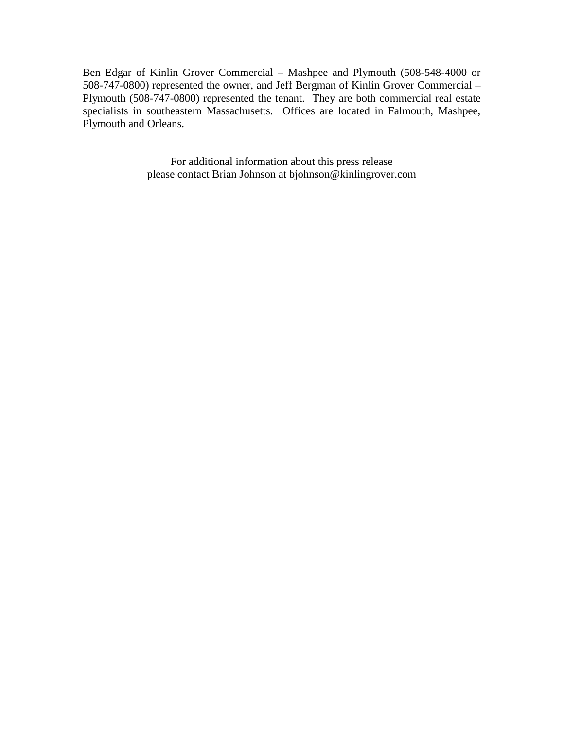Ben Edgar of Kinlin Grover Commercial – Mashpee and Plymouth (508-548-4000 or 508-747-0800) represented the owner, and Jeff Bergman of Kinlin Grover Commercial – Plymouth (508-747-0800) represented the tenant. They are both commercial real estate specialists in southeastern Massachusetts. Offices are located in Falmouth, Mashpee, Plymouth and Orleans.

For additional information about this press release
please contact Brian Johnson at bjohnson@kinlingrover.com